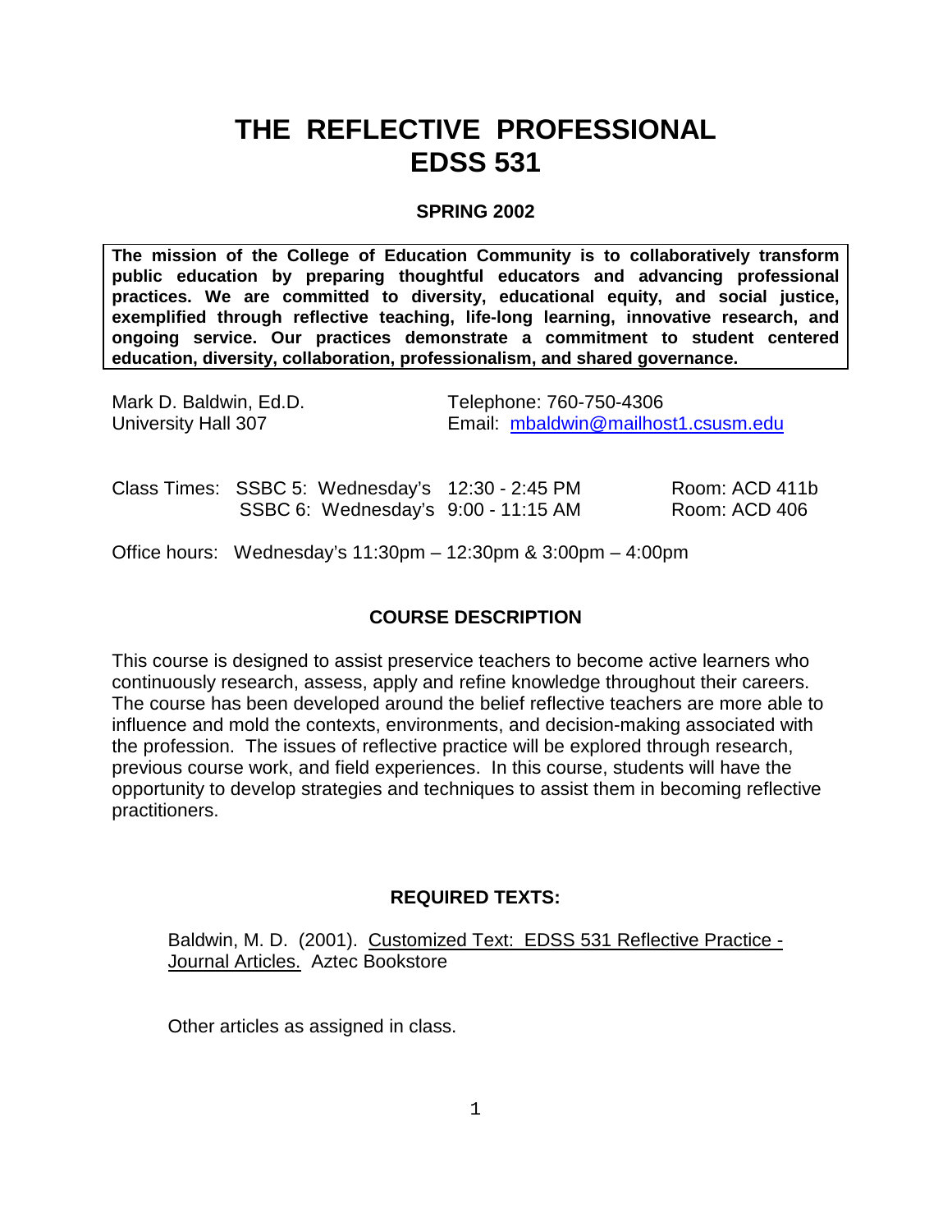# THE REFLECTIVE PROFESSIONAL EDSS 531

**SPRING 2002**

**The mission of the College of Education Community is to collaboratively transform public education by preparing thoughtful educators and advancing professional practices. We are committed to diversity, educational equity, and social justice, exemplified through reflective teaching, life-long learning, innovative research, and ongoing service. Our practices demonstrate a commitment to student centered education, diversity, collaboration, professionalism, and shared governance.**

Mark D. Baldwin, Ed.D.
University Hall 307

Telephone: 760-750-4306
Email: mbaldwin@mailhost1.csusm.edu

| Class Times: | | | |
|---|---|---|---|
| SSBC 5: | Wednesday's | 12:30 - 2:45 PM | Room: ACD 411b |
| SSBC 6: | Wednesday's | 9:00 - 11:15 AM | Room: ACD 406 |

Office hours: Wednesday's 11:30pm – 12:30pm & 3:00pm – 4:00pm

## COURSE DESCRIPTION

This course is designed to assist preservice teachers to become active learners who continuously research, assess, apply and refine knowledge throughout their careers. The course has been developed around the belief reflective teachers are more able to influence and mold the contexts, environments, and decision-making associated with the profession. The issues of reflective practice will be explored through research, previous course work, and field experiences. In this course, students will have the opportunity to develop strategies and techniques to assist them in becoming reflective practitioners.

## REQUIRED TEXTS:

Baldwin, M. D. (2001). Customized Text: EDSS 531 Reflective Practice - Journal Articles. Aztec Bookstore

Other articles as assigned in class.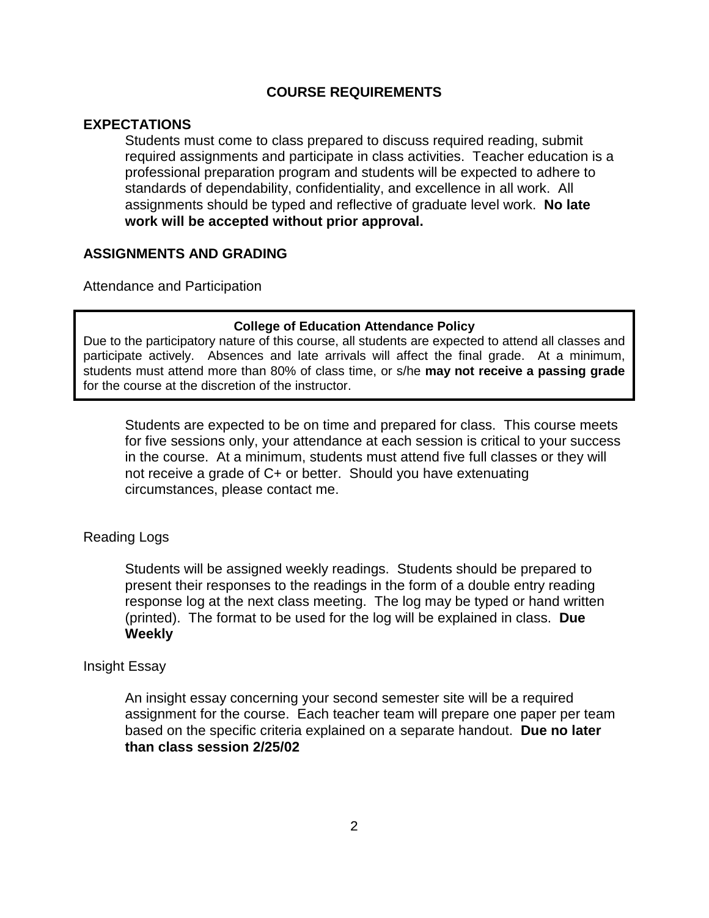# COURSE REQUIREMENTS

## EXPECTATIONS

Students must come to class prepared to discuss required reading, submit required assignments and participate in class activities. Teacher education is a professional preparation program and students will be expected to adhere to standards of dependability, confidentiality, and excellence in all work. All assignments should be typed and reflective of graduate level work. **No late work will be accepted without prior approval.**

## ASSIGNMENTS AND GRADING

### Attendance and Participation

> **College of Education Attendance Policy**
>
> Due to the participatory nature of this course, all students are expected to attend all classes and participate actively. Absences and late arrivals will affect the final grade. At a minimum, students must attend more than 80% of class time, or s/he **may not receive a passing grade** for the course at the discretion of the instructor.

Students are expected to be on time and prepared for class. This course meets for five sessions only, your attendance at each session is critical to your success in the course. At a minimum, students must attend five full classes or they will not receive a grade of C+ or better. Should you have extenuating circumstances, please contact me.

### Reading Logs

Students will be assigned weekly readings. Students should be prepared to present their responses to the readings in the form of a double entry reading response log at the next class meeting. The log may be typed or hand written (printed). The format to be used for the log will be explained in class. **Due Weekly**

### Insight Essay

An insight essay concerning your second semester site will be a required assignment for the course. Each teacher team will prepare one paper per team based on the specific criteria explained on a separate handout. **Due no later than class session 2/25/02**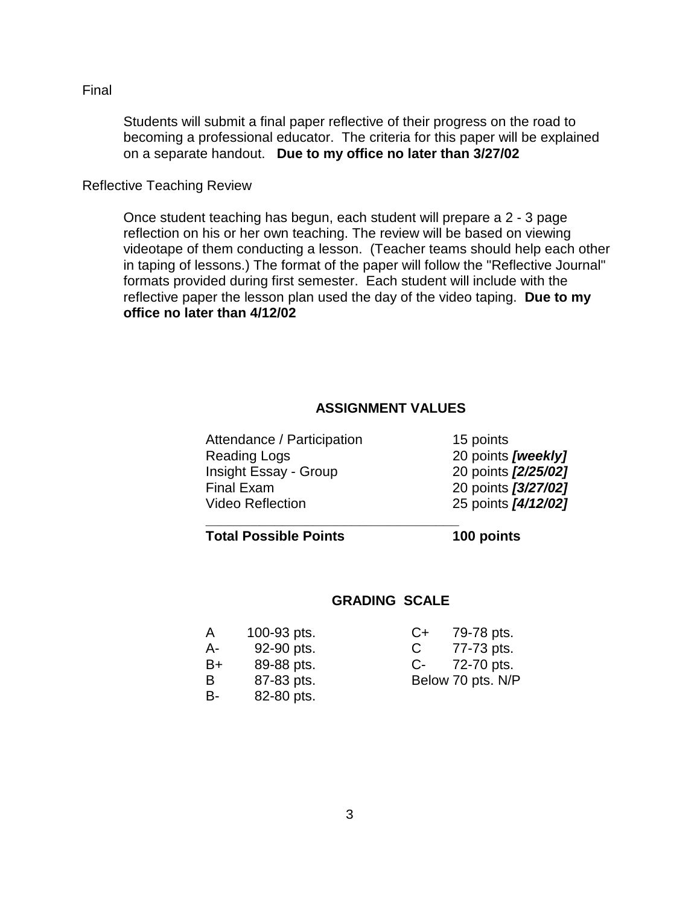Final

Students will submit a final paper reflective of their progress on the road to becoming a professional educator. The criteria for this paper will be explained on a separate handout. **Due to my office no later than 3/27/02**

Reflective Teaching Review

Once student teaching has begun, each student will prepare a 2 - 3 page reflection on his or her own teaching. The review will be based on viewing videotape of them conducting a lesson. (Teacher teams should help each other in taping of lessons.) The format of the paper will follow the "Reflective Journal" formats provided during first semester. Each student will include with the reflective paper the lesson plan used the day of the video taping. **Due to my office no later than 4/12/02**

## ASSIGNMENT VALUES

| Assignment | Points |
|---|---|
| Attendance / Participation | 15 points |
| Reading Logs | 20 points ***[weekly]*** |
| Insight Essay - Group | 20 points ***[2/25/02]*** |
| Final Exam | 20 points ***[3/27/02]*** |
| Video Reflection | 25 points ***[4/12/02]*** |
| **Total Possible Points** | **100 points** |

## GRADING SCALE

| Grade | Points | Grade | Points |
|---|---|---|---|
| A | 100-93 pts. | C+ | 79-78 pts. |
| A- | 92-90 pts. | C | 77-73 pts. |
| B+ | 89-88 pts. | C- | 72-70 pts. |
| B | 87-83 pts. | Below 70 pts. N/P | |
| B- | 82-80 pts. | | |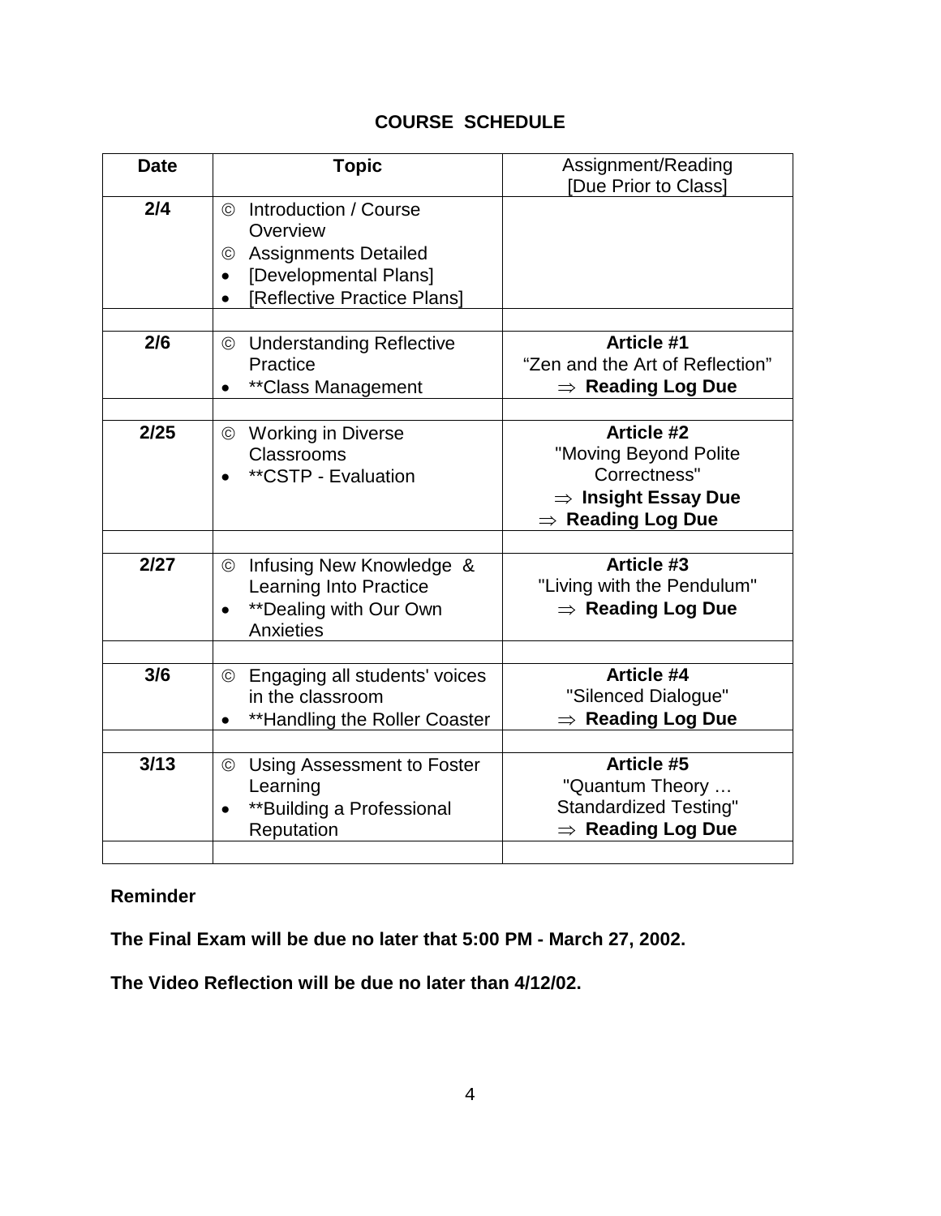## COURSE SCHEDULE

| Date | Topic | Assignment/Reading [Due Prior to Class] |
|---|---|---|
| **2/4** | © Introduction / Course Overview<br>© Assignments Detailed<br>• [Developmental Plans]<br>• [Reflective Practice Plans] | |
| | | |
| **2/6** | © Understanding Reflective Practice<br>• **Class Management | **Article #1**<br>"Zen and the Art of Reflection"<br>⇒ **Reading Log Due** |
| | | |
| **2/25** | © Working in Diverse Classrooms<br>• **CSTP - Evaluation | **Article #2**<br>"Moving Beyond Polite Correctness"<br>⇒ **Insight Essay Due**<br>⇒ **Reading Log Due** |
| | | |
| **2/27** | © Infusing New Knowledge & Learning Into Practice<br>• **Dealing with Our Own Anxieties | **Article #3**<br>"Living with the Pendulum"<br>⇒ **Reading Log Due** |
| | | |
| **3/6** | © Engaging all students' voices in the classroom<br>• **Handling the Roller Coaster | **Article #4**<br>"Silenced Dialogue"<br>⇒ **Reading Log Due** |
| | | |
| **3/13** | © Using Assessment to Foster Learning<br>• **Building a Professional Reputation | **Article #5**<br>"Quantum Theory … Standardized Testing"<br>⇒ **Reading Log Due** |
| | | |

**Reminder**

**The Final Exam will be due no later that 5:00 PM - March 27, 2002.**

**The Video Reflection will be due no later than 4/12/02.**